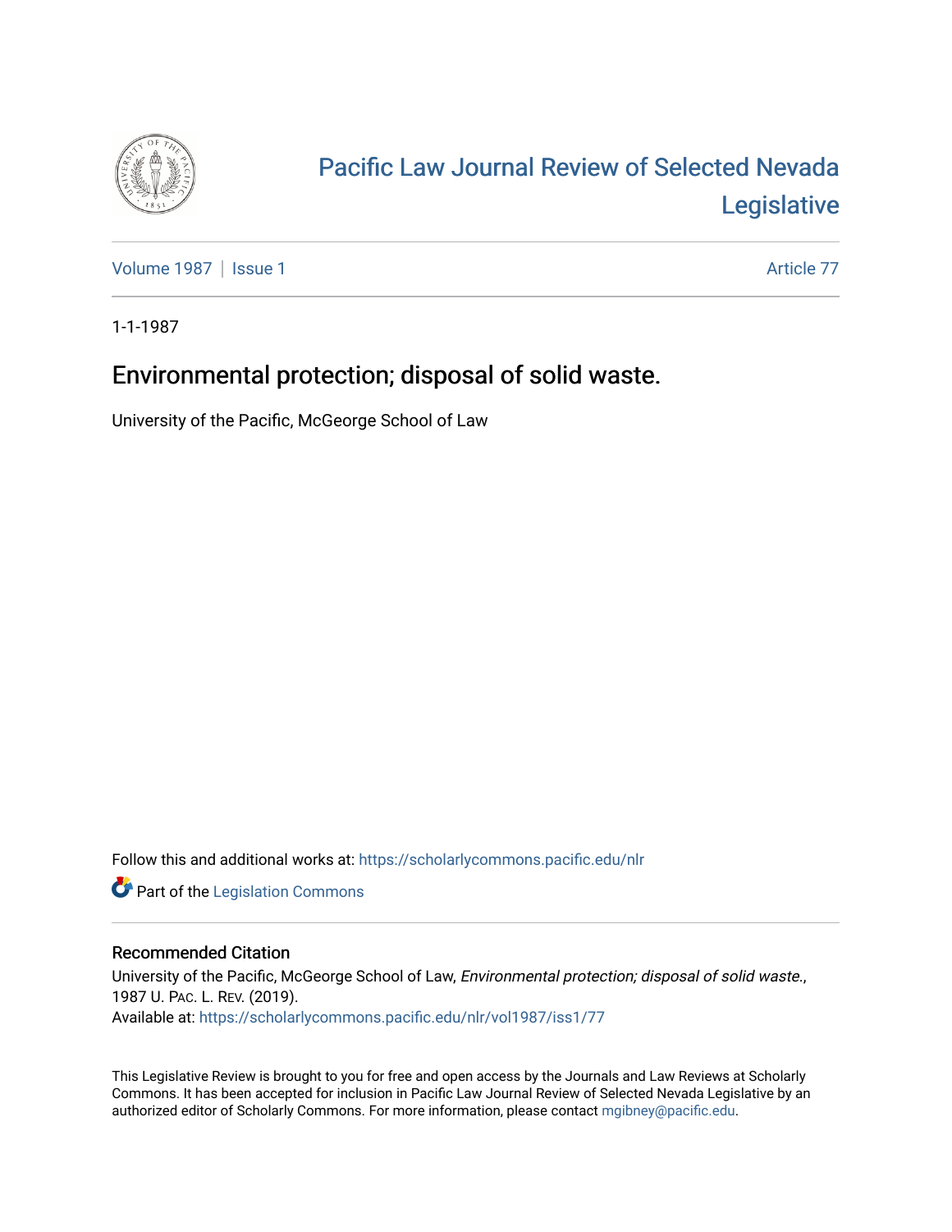# Pacific Law Journal Review of Selected Nevada Legislative

Volume 1987 | Issue 1 | Article 77

1-1-1987

## Environmental protection; disposal of solid waste.

University of the Pacific, McGeorge School of Law

Follow this and additional works at: https://scholarlycommons.pacific.edu/nlr

Part of the Legislation Commons

### Recommended Citation

University of the Pacific, McGeorge School of Law, *Environmental protection; disposal of solid waste.*, 1987 U. Pac. L. Rev. (2019).
Available at: https://scholarlycommons.pacific.edu/nlr/vol1987/iss1/77

This Legislative Review is brought to you for free and open access by the Journals and Law Reviews at Scholarly Commons. It has been accepted for inclusion in Pacific Law Journal Review of Selected Nevada Legislative by an authorized editor of Scholarly Commons. For more information, please contact mgibney@pacific.edu.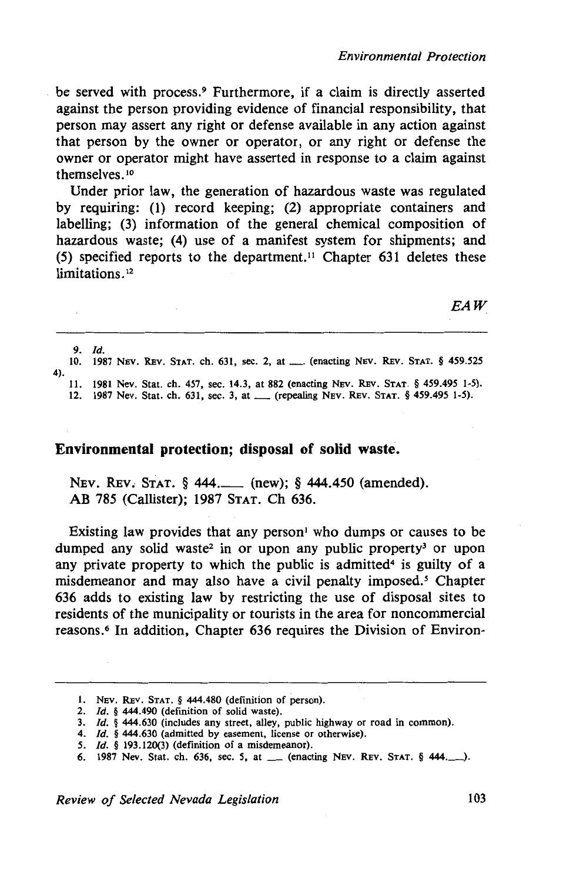be served with process.[9] Furthermore, if a claim is directly asserted against the person providing evidence of financial responsibility, that person may assert any right or defense available in any action against that person by the owner or operator, or any right or defense the owner or operator might have asserted in response to a claim against themselves.[10]

Under prior law, the generation of hazardous waste was regulated by requiring: (1) record keeping; (2) appropriate containers and labelling; (3) information of the general chemical composition of hazardous waste; (4) use of a manifest system for shipments; and (5) specified reports to the department.[11] Chapter 631 deletes these limitations.[12]

*EAW*

9. *Id.*
10. 1987 Nev. Rev. Stat. ch. 631, sec. 2, at ___ (enacting Nev. Rev. Stat. § 459.525 4).
11. 1981 Nev. Stat. ch. 457, sec. 14.3, at 882 (enacting Nev. Rev. Stat. § 459.495 1-5).
12. 1987 Nev. Stat. ch. 631, sec. 3, at ___ (repealing Nev. Rev. Stat. § 459.495 1-5).

## Environmental protection; disposal of solid waste.

Nev. Rev. Stat. § 444.___ (new); § 444.450 (amended).
AB 785 (Callister); 1987 Stat. Ch 636.

Existing law provides that any person[1] who dumps or causes to be dumped any solid waste[2] in or upon any public property[3] or upon any private property to which the public is admitted[4] is guilty of a misdemeanor and may also have a civil penalty imposed.[5] Chapter 636 adds to existing law by restricting the use of disposal sites to residents of the municipality or tourists in the area for noncommercial reasons.[6] In addition, Chapter 636 requires the Division of Environ-

1. Nev. Rev. Stat. § 444.480 (definition of person).
2. *Id.* § 444.490 (definition of solid waste).
3. *Id.* § 444.630 (includes any street, alley, public highway or road in common).
4. *Id.* § 444.630 (admitted by easement, license or otherwise).
5. *Id.* § 193.120(3) (definition of a misdemeanor).
6. 1987 Nev. Stat. ch. 636, sec. 5, at ___ (enacting Nev. Rev. Stat. § 444.___).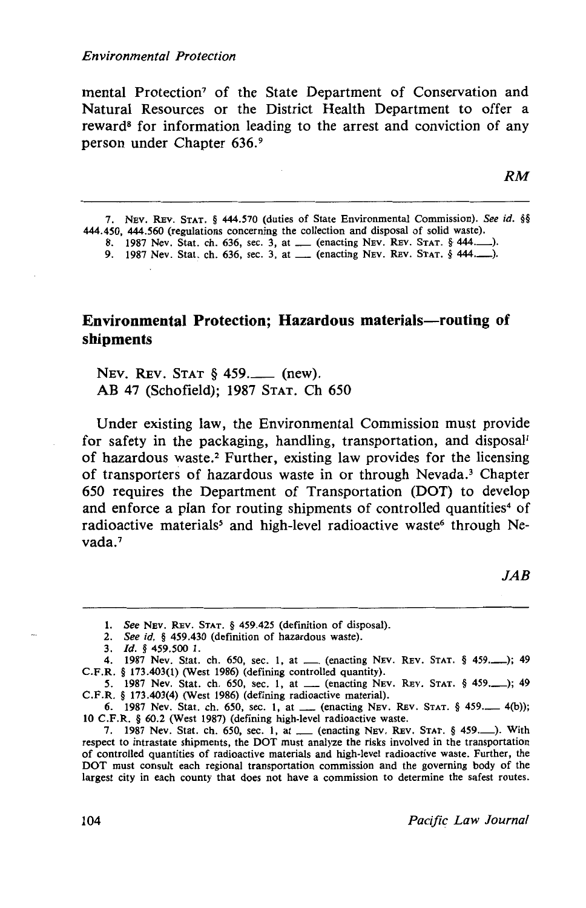mental Protection[7] of the State Department of Conservation and Natural Resources or the District Health Department to offer a reward[8] for information leading to the arrest and conviction of any person under Chapter 636.[9]

*RM*

---

7. NEV. REV. STAT. § 444.570 (duties of State Environmental Commission). *See id.* §§ 444.450, 444.560 (regulations concerning the collection and disposal of solid waste).
8. 1987 Nev. Stat. ch. 636, sec. 3, at ___ (enacting NEV. REV. STAT. § 444.___).
9. 1987 Nev. Stat. ch. 636, sec. 3, at ___ (enacting NEV. REV. STAT. § 444.___).

## Environmental Protection; Hazardous materials—routing of shipments

NEV. REV. STAT § 459.___ (new).
AB 47 (Schofield); 1987 STAT. Ch 650

Under existing law, the Environmental Commission must provide for safety in the packaging, handling, transportation, and disposal[1] of hazardous waste.[2] Further, existing law provides for the licensing of transporters of hazardous waste in or through Nevada.[3] Chapter 650 requires the Department of Transportation (DOT) to develop and enforce a plan for routing shipments of controlled quantities[4] of radioactive materials[5] and high-level radioactive waste[6] through Nevada.[7]

*JAB*

---

1. *See* NEV. REV. STAT. § 459.425 (definition of disposal).
2. *See id.* § 459.430 (definition of hazardous waste).
3. *Id.* § 459.500 1.
4. 1987 Nev. Stat. ch. 650, sec. 1, at ___ (enacting NEV. REV. STAT. § 459.___); 49 C.F.R. § 173.403(1) (West 1986) (defining controlled quantity).
5. 1987 Nev. Stat. ch. 650, sec. 1, at ___ (enacting NEV. REV. STAT. § 459.___); 49 C.F.R. § 173.403(4) (West 1986) (defining radioactive material).
6. 1987 Nev. Stat. ch. 650, sec. 1, at ___ (enacting NEV. REV. STAT. § 459.___ 4(b)); 10 C.F.R. § 60.2 (West 1987) (defining high-level radioactive waste.
7. 1987 Nev. Stat. ch. 650, sec. 1, at ___ (enacting NEV. REV. STAT. § 459.___). With respect to intrastate shipments, the DOT must analyze the risks involved in the transportation of controlled quantities of radioactive materials and high-level radioactive waste. Further, the DOT must consult each regional transportation commission and the governing body of the largest city in each county that does not have a commission to determine the safest routes.